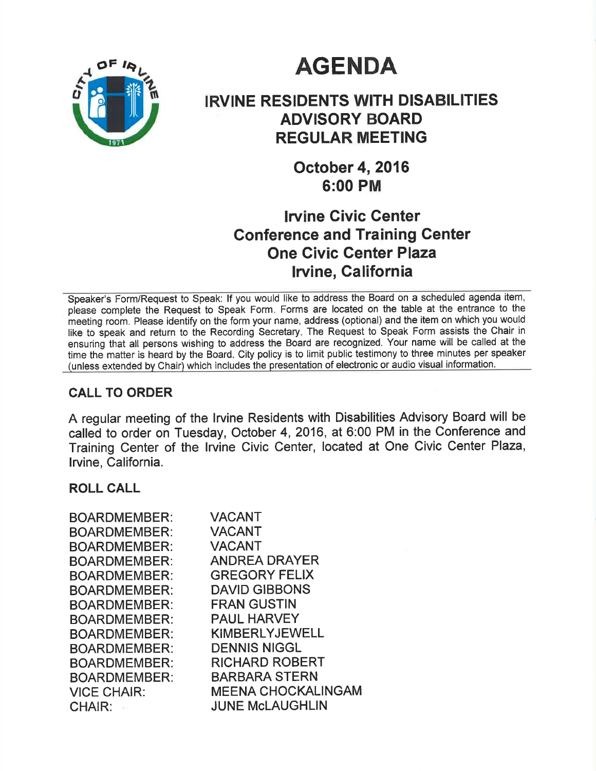# AGENDA

## IRVINE RESIDENTS WITH DISABILITIES ADVISORY BOARD REGULAR MEETING

### October 4, 2016
### 6:00 PM

### Irvine Civic Center
### Conference and Training Center
### One Civic Center Plaza
### Irvine, California

Speaker's Form/Request to Speak: If you would like to address the Board on a scheduled agenda item, please complete the Request to Speak Form. Forms are located on the table at the entrance to the meeting room. Please identify on the form your name, address (optional) and the item on which you would like to speak and return to the Recording Secretary. The Request to Speak Form assists the Chair in ensuring that all persons wishing to address the Board are recognized. Your name will be called at the time the matter is heard by the Board. City policy is to limit public testimony to three minutes per speaker (unless extended by Chair) which includes the presentation of electronic or audio visual information.

**CALL TO ORDER**

A regular meeting of the Irvine Residents with Disabilities Advisory Board will be called to order on Tuesday, October 4, 2016, at 6:00 PM in the Conference and Training Center of the Irvine Civic Center, located at One Civic Center Plaza, Irvine, California.

**ROLL CALL**

| | |
|---|---|
| BOARDMEMBER: | VACANT |
| BOARDMEMBER: | VACANT |
| BOARDMEMBER: | VACANT |
| BOARDMEMBER: | ANDREA DRAYER |
| BOARDMEMBER: | GREGORY FELIX |
| BOARDMEMBER: | DAVID GIBBONS |
| BOARDMEMBER: | FRAN GUSTIN |
| BOARDMEMBER: | PAUL HARVEY |
| BOARDMEMBER: | KIMBERLYJEWELL |
| BOARDMEMBER: | DENNIS NIGGL |
| BOARDMEMBER: | RICHARD ROBERT |
| BOARDMEMBER: | BARBARA STERN |
| VICE CHAIR: | MEENA CHOCKALINGAM |
| CHAIR: | JUNE McLAUGHLIN |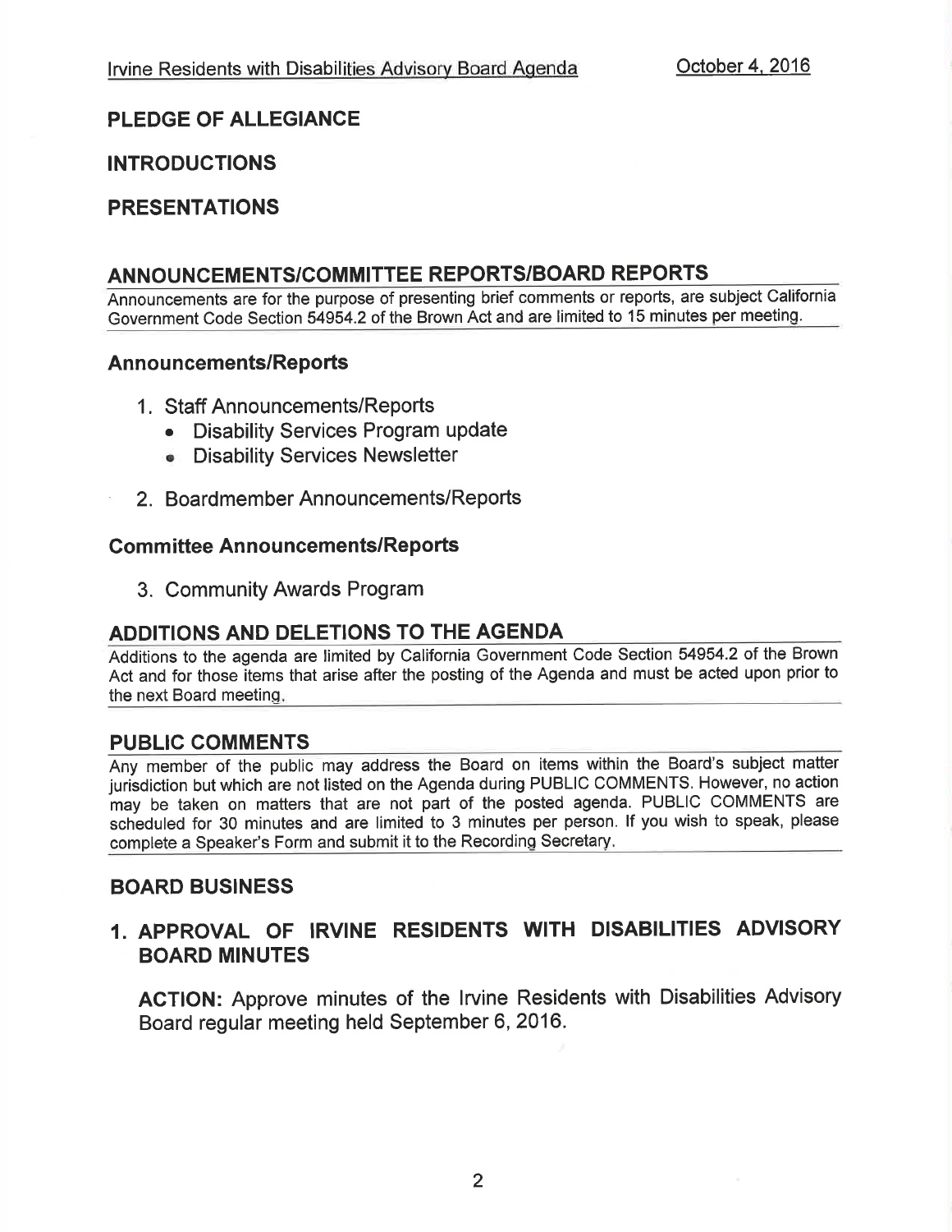## PLEDGE OF ALLEGIANCE

## INTRODUCTIONS

## PRESENTATIONS

## ANNOUNCEMENTS/COMMITTEE REPORTS/BOARD REPORTS

Announcements are for the purpose of presenting brief comments or reports, are subject California Government Code Section 54954.2 of the Brown Act and are limited to 15 minutes per meeting.

### Announcements/Reports

1. Staff Announcements/Reports
   - Disability Services Program update
   - Disability Services Newsletter
2. Boardmember Announcements/Reports

### Committee Announcements/Reports

3. Community Awards Program

## ADDITIONS AND DELETIONS TO THE AGENDA

Additions to the agenda are limited by California Government Code Section 54954.2 of the Brown Act and for those items that arise after the posting of the Agenda and must be acted upon prior to the next Board meeting.

## PUBLIC COMMENTS

Any member of the public may address the Board on items within the Board's subject matter jurisdiction but which are not listed on the Agenda during PUBLIC COMMENTS. However, no action may be taken on matters that are not part of the posted agenda. PUBLIC COMMENTS are scheduled for 30 minutes and are limited to 3 minutes per person. If you wish to speak, please complete a Speaker's Form and submit it to the Recording Secretary.

## BOARD BUSINESS

### 1. APPROVAL OF IRVINE RESIDENTS WITH DISABILITIES ADVISORY BOARD MINUTES

**ACTION:** Approve minutes of the Irvine Residents with Disabilities Advisory Board regular meeting held September 6, 2016.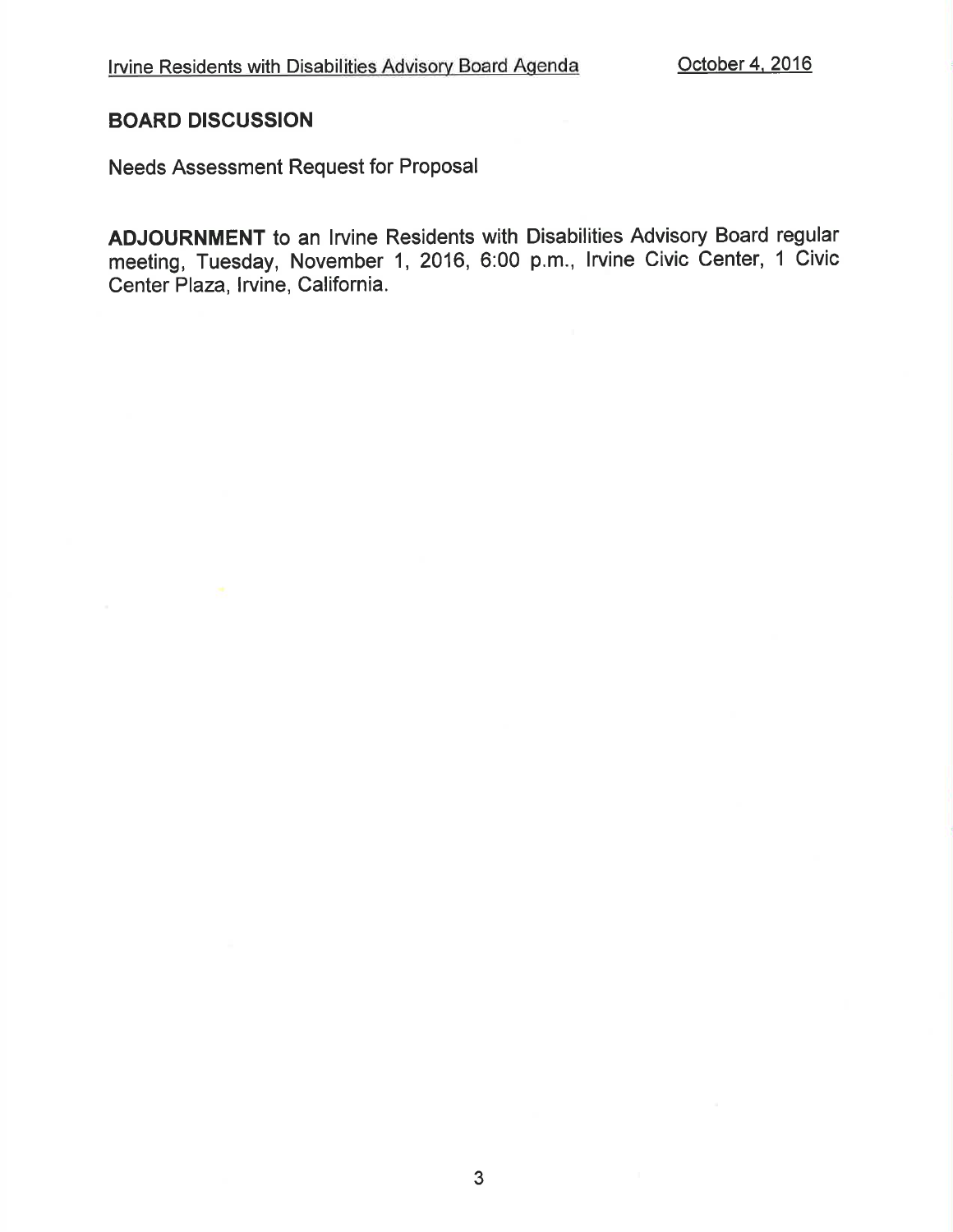## BOARD DISCUSSION

Needs Assessment Request for Proposal

**ADJOURNMENT** to an Irvine Residents with Disabilities Advisory Board regular meeting, Tuesday, November 1, 2016, 6:00 p.m., Irvine Civic Center, 1 Civic Center Plaza, Irvine, California.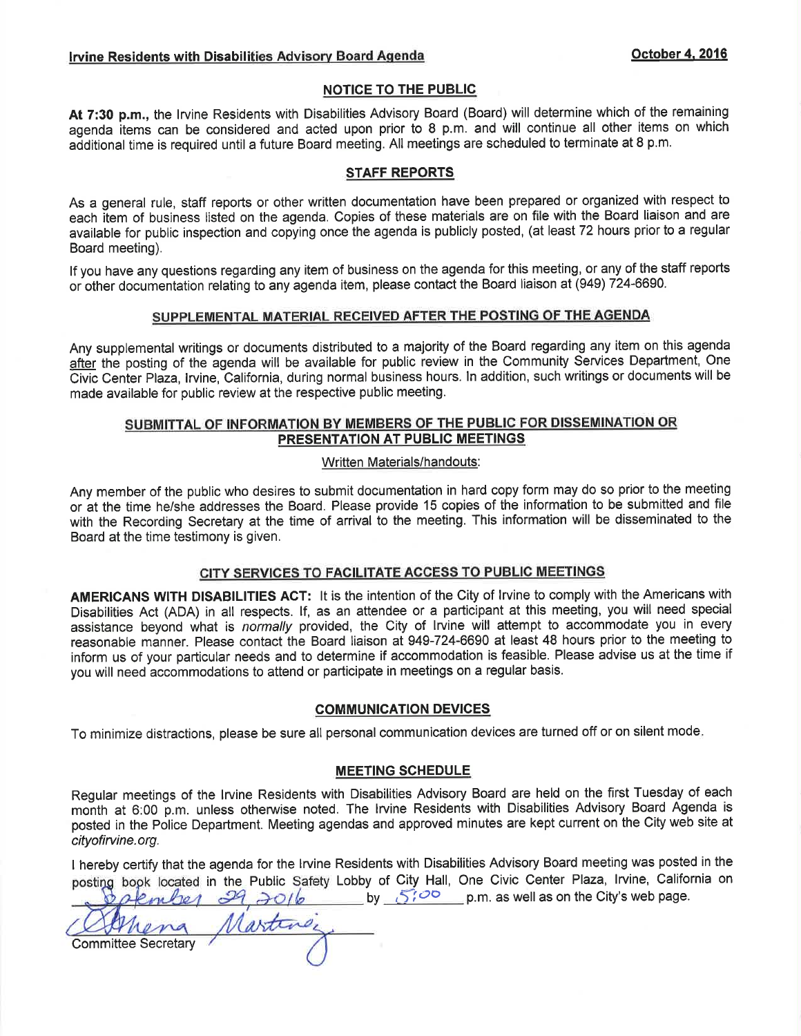**Irvine Residents with Disabilities Advisory Board Agenda** **October 4, 2016**

## NOTICE TO THE PUBLIC

**At 7:30 p.m.,** the Irvine Residents with Disabilities Advisory Board (Board) will determine which of the remaining agenda items can be considered and acted upon prior to 8 p.m. and will continue all other items on which additional time is required until a future Board meeting. All meetings are scheduled to terminate at 8 p.m.

## STAFF REPORTS

As a general rule, staff reports or other written documentation have been prepared or organized with respect to each item of business listed on the agenda. Copies of these materials are on file with the Board liaison and are available for public inspection and copying once the agenda is publicly posted, (at least 72 hours prior to a regular Board meeting).

If you have any questions regarding any item of business on the agenda for this meeting, or any of the staff reports or other documentation relating to any agenda item, please contact the Board liaison at (949) 724-6690.

## SUPPLEMENTAL MATERIAL RECEIVED AFTER THE POSTING OF THE AGENDA

Any supplemental writings or documents distributed to a majority of the Board regarding any item on this agenda after the posting of the agenda will be available for public review in the Community Services Department, One Civic Center Plaza, Irvine, California, during normal business hours. In addition, such writings or documents will be made available for public review at the respective public meeting.

## SUBMITTAL OF INFORMATION BY MEMBERS OF THE PUBLIC FOR DISSEMINATION OR PRESENTATION AT PUBLIC MEETINGS

Written Materials/handouts:

Any member of the public who desires to submit documentation in hard copy form may do so prior to the meeting or at the time he/she addresses the Board. Please provide 15 copies of the information to be submitted and file with the Recording Secretary at the time of arrival to the meeting. This information will be disseminated to the Board at the time testimony is given.

## CITY SERVICES TO FACILITATE ACCESS TO PUBLIC MEETINGS

**AMERICANS WITH DISABILITIES ACT:** It is the intention of the City of Irvine to comply with the Americans with Disabilities Act (ADA) in all respects. If, as an attendee or a participant at this meeting, you will need special assistance beyond what is *normally* provided, the City of Irvine will attempt to accommodate you in every reasonable manner. Please contact the Board liaison at 949-724-6690 at least 48 hours prior to the meeting to inform us of your particular needs and to determine if accommodation is feasible. Please advise us at the time if you will need accommodations to attend or participate in meetings on a regular basis.

## COMMUNICATION DEVICES

To minimize distractions, please be sure all personal communication devices are turned off or on silent mode.

## MEETING SCHEDULE

Regular meetings of the Irvine Residents with Disabilities Advisory Board are held on the first Tuesday of each month at 6:00 p.m. unless otherwise noted. The Irvine Residents with Disabilities Advisory Board Agenda is posted in the Police Department. Meeting agendas and approved minutes are kept current on the City web site at *cityofirvine.org.*

I hereby certify that the agenda for the Irvine Residents with Disabilities Advisory Board meeting was posted in the posting book located in the Public Safety Lobby of City Hall, One Civic Center Plaza, Irvine, California on September 29, 2016 by 5:00 p.m. as well as on the City's web page.

Athena Martinez
Committee Secretary